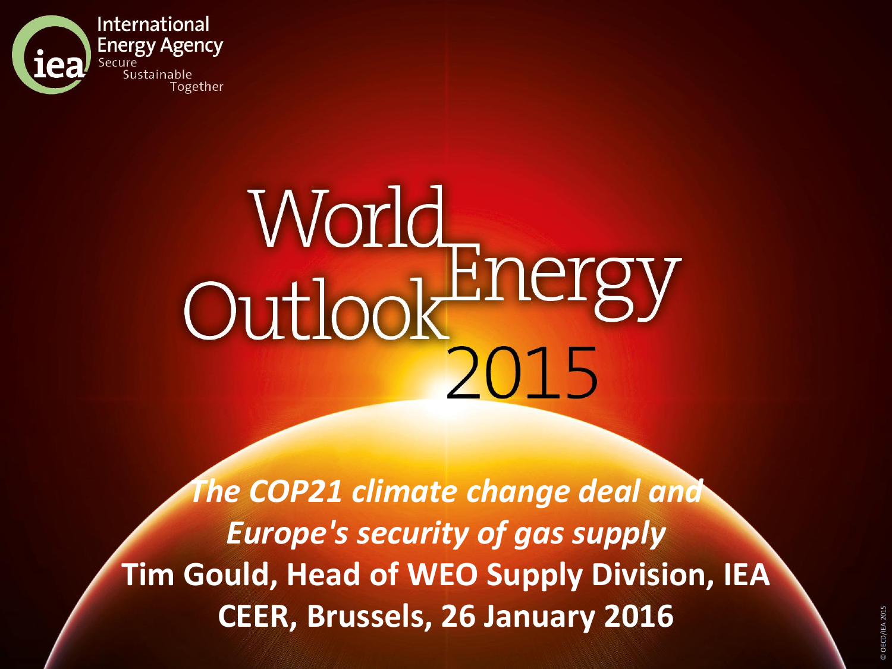International Energy Agency
Secure
Sustainable
Together

# World Energy Outlook 2015

***The COP21 climate change deal and Europe's security of gas supply***

**Tim Gould, Head of WEO Supply Division, IEA**

**CEER, Brussels, 26 January 2016**

© OECD/IEA 2015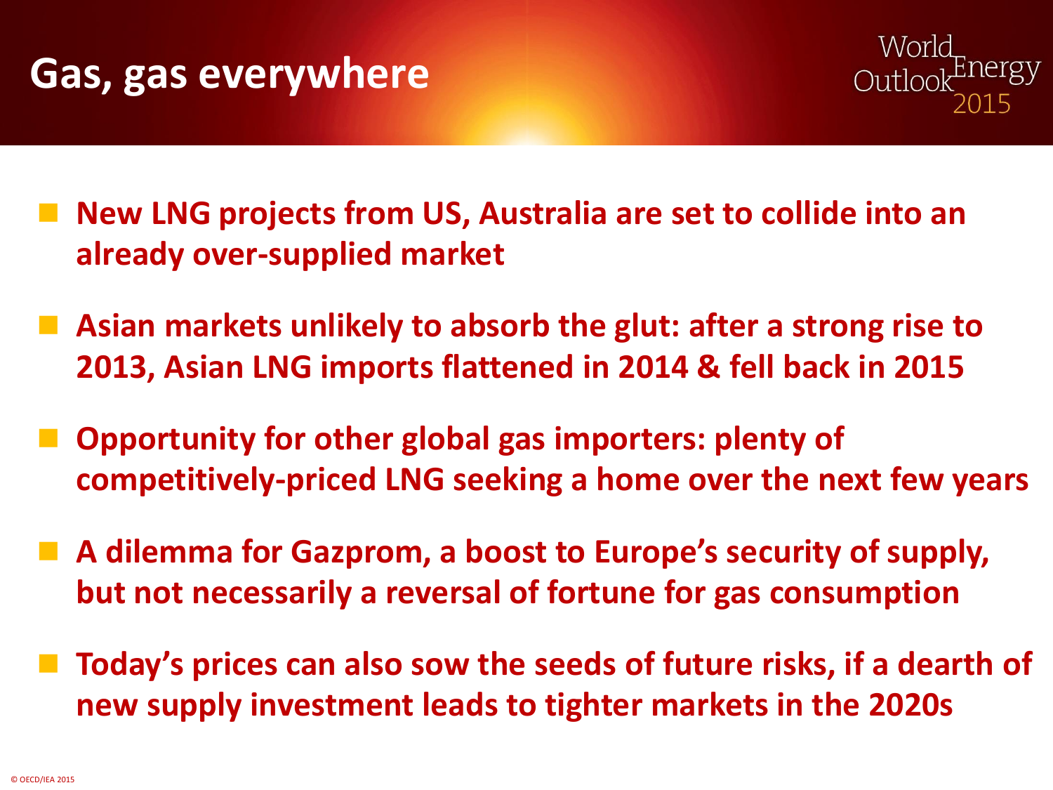# Gas, gas everywhere

- **New LNG projects from US, Australia are set to collide into an already over-supplied market**
- **Asian markets unlikely to absorb the glut: after a strong rise to 2013, Asian LNG imports flattened in 2014 & fell back in 2015**
- **Opportunity for other global gas importers: plenty of competitively-priced LNG seeking a home over the next few years**
- **A dilemma for Gazprom, a boost to Europe's security of supply, but not necessarily a reversal of fortune for gas consumption**
- **Today's prices can also sow the seeds of future risks, if a dearth of new supply investment leads to tighter markets in the 2020s**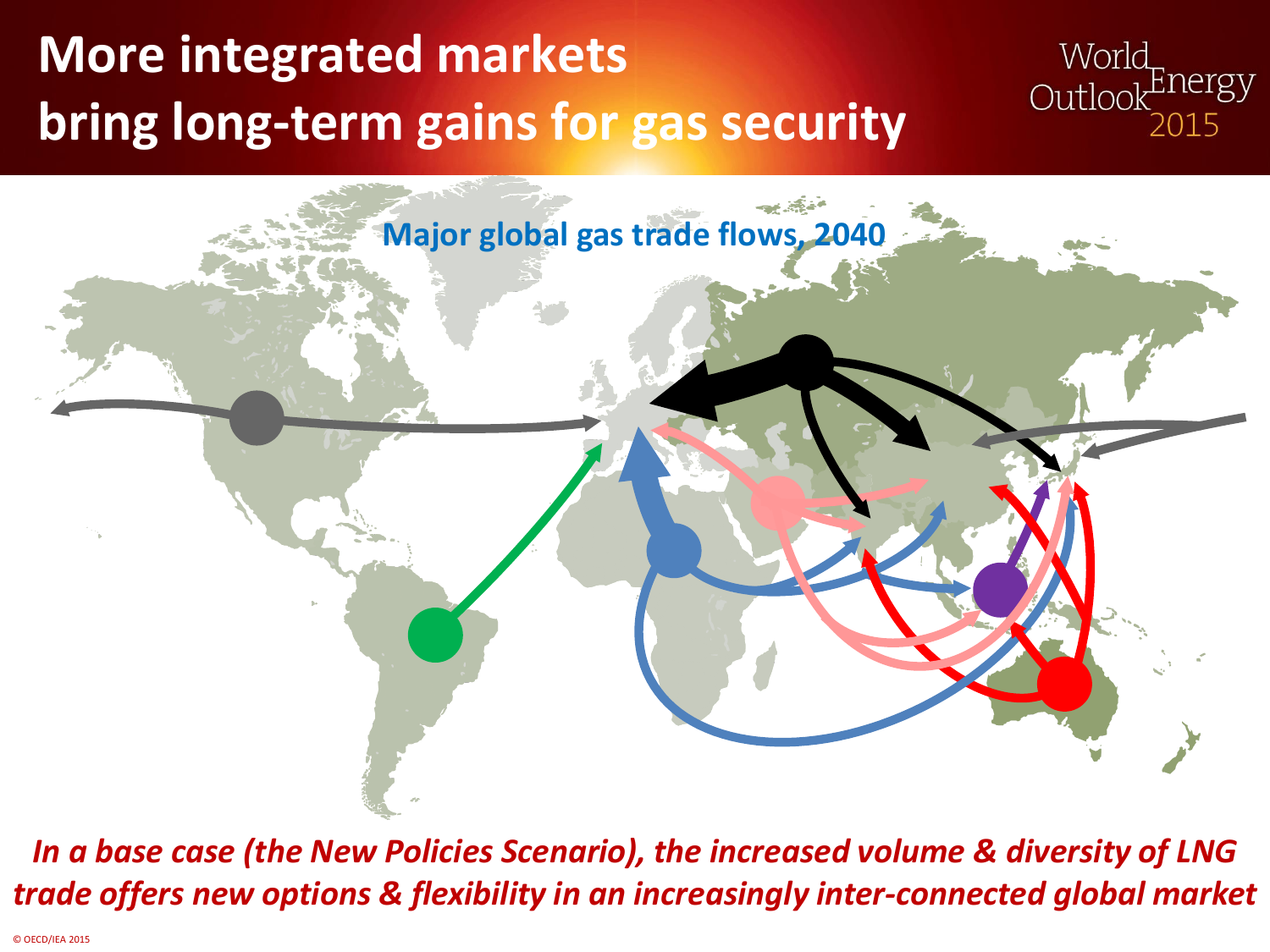# More integrated markets bring long-term gains for gas security

World Energy Outlook 2015

**Major global gas trade flows, 2040**

***In a base case (the New Policies Scenario), the increased volume & diversity of LNG trade offers new options & flexibility in an increasingly inter-connected global market***

© OECD/IEA 2015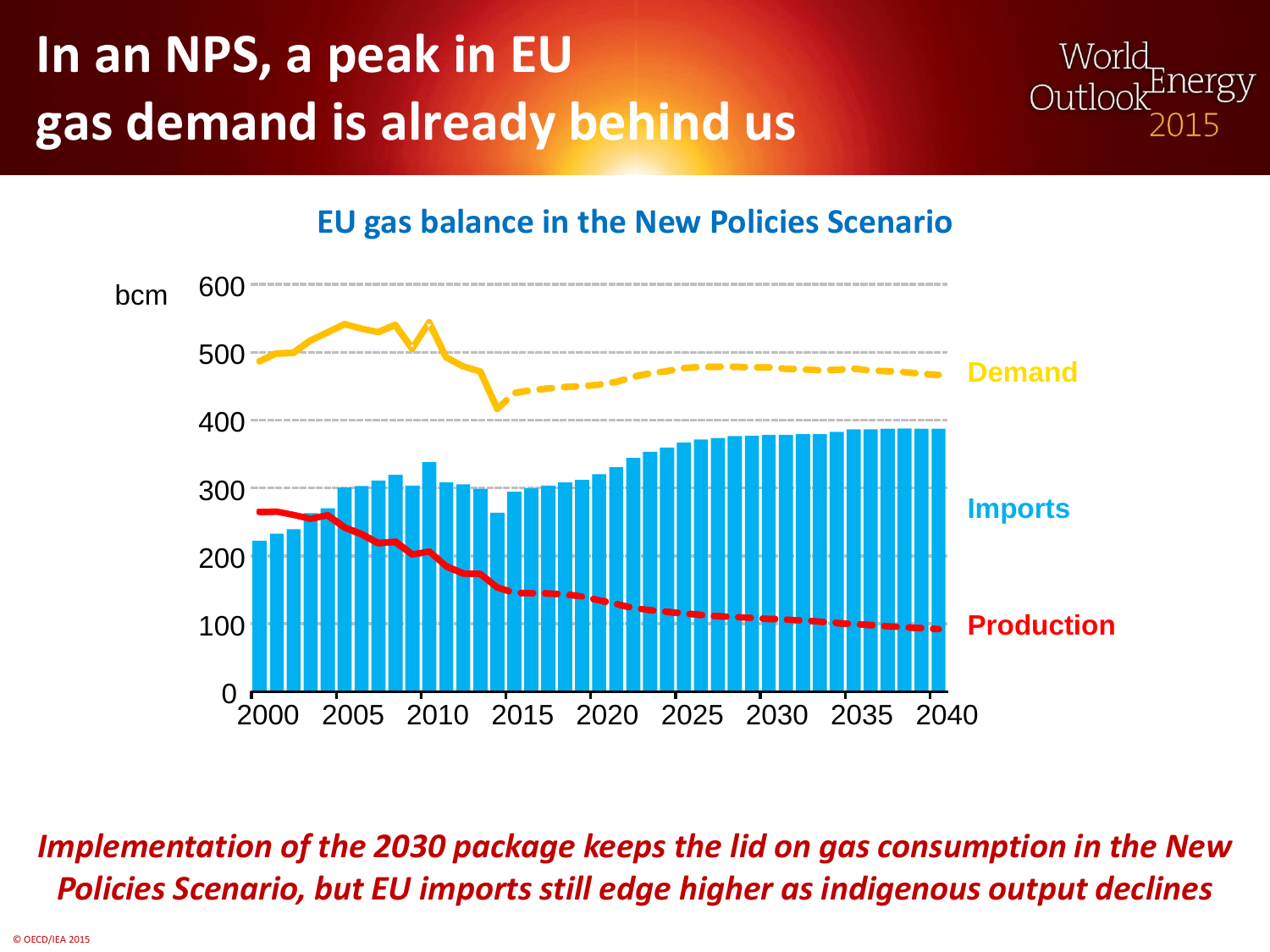# In an NPS, a peak in EU gas demand is already behind us

**EU gas balance in the New Policies Scenario**

bcm

Demand

Imports

Production

*Implementation of the 2030 package keeps the lid on gas consumption in the New Policies Scenario, but EU imports still edge higher as indigenous output declines*

© OECD/IEA 2015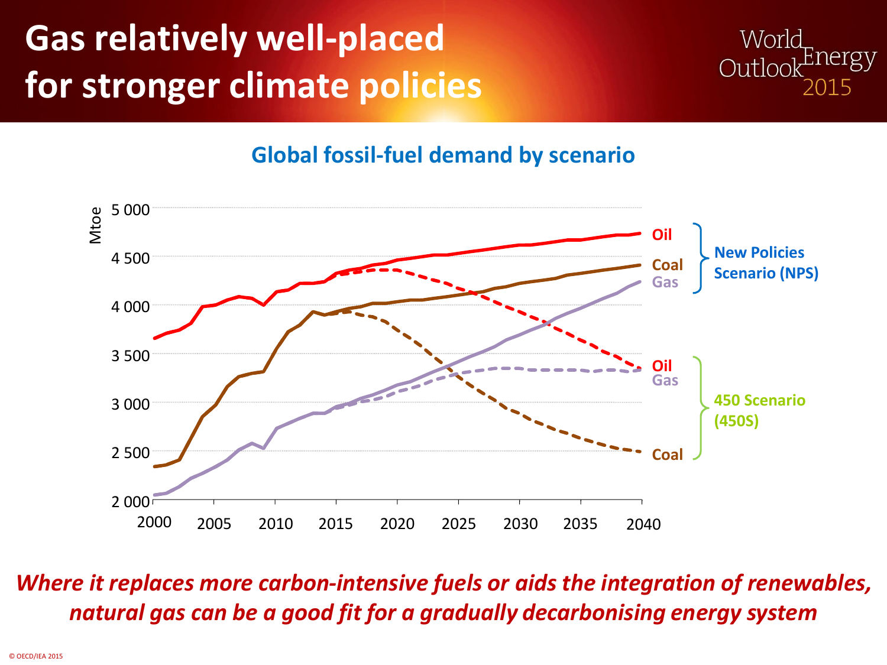# Gas relatively well-placed for stronger climate policies

## Global fossil-fuel demand by scenario

*Where it replaces more carbon-intensive fuels or aids the integration of renewables, natural gas can be a good fit for a gradually decarbonising energy system*

© OECD/IEA 2015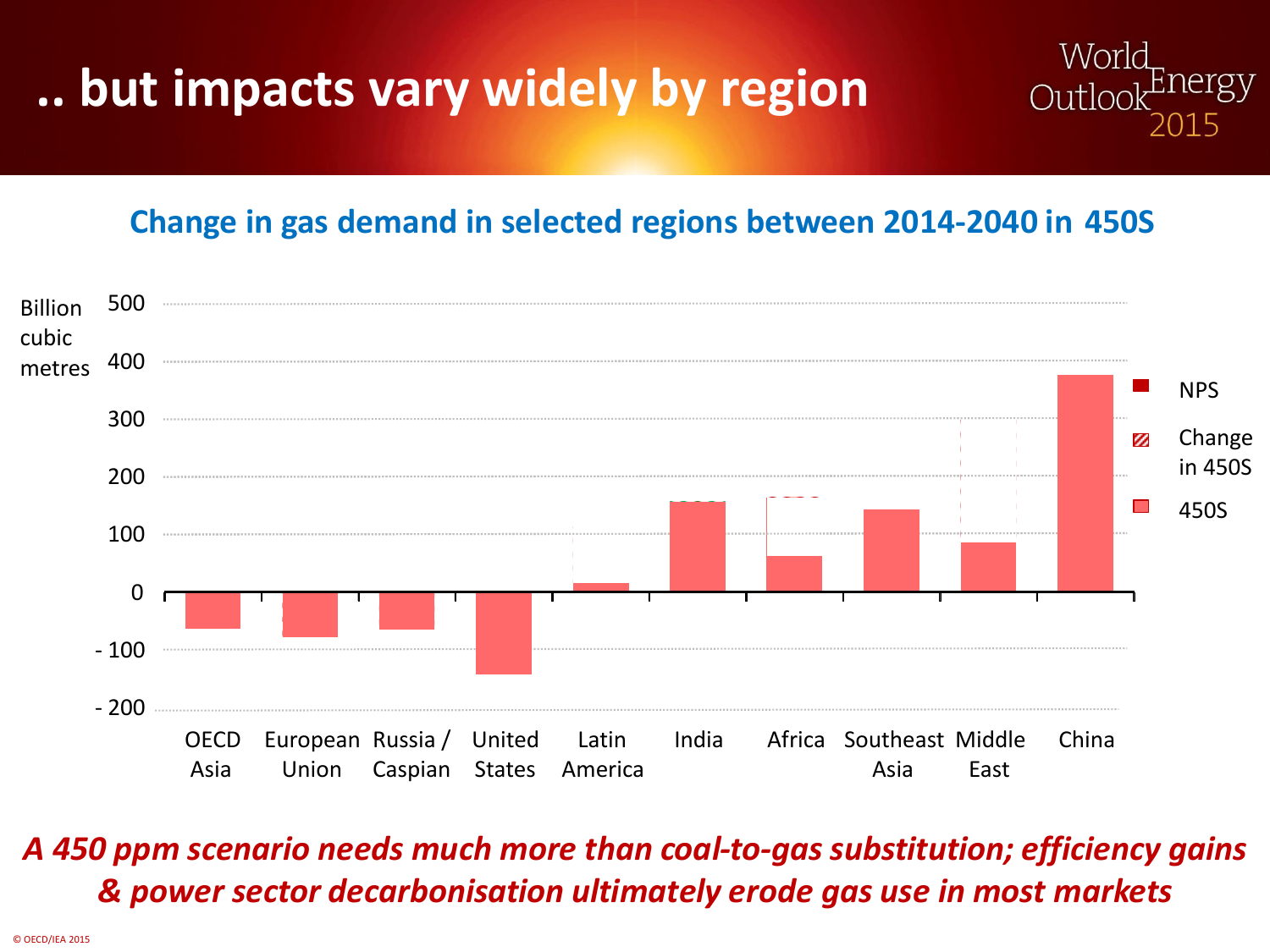# .. but impacts vary widely by region

World Energy Outlook 2015

## Change in gas demand in selected regions between 2014-2040 in 450S

Billion cubic metres

500
400
300
200
100
0
- 100
- 200

OECD Asia | European Union | Russia / Caspian | United States | Latin America | India | Africa | Southeast Asia | Middle East | China

NPS
Change in 450S
450S

***A 450 ppm scenario needs much more than coal-to-gas substitution; efficiency gains & power sector decarbonisation ultimately erode gas use in most markets***

© OECD/IEA 2015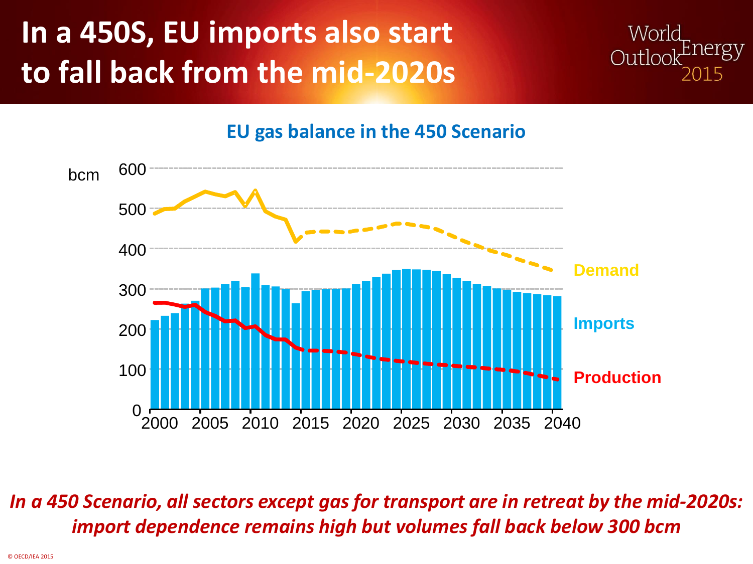# In a 450S, EU imports also start to fall back from the mid-2020s

**EU gas balance in the 450 Scenario**

bcm

600

500

400

300

200

100

0

2000 2005 2010 2015 2020 2025 2030 2035 2040

Demand

Imports

Production

*In a 450 Scenario, all sectors except gas for transport are in retreat by the mid-2020s: import dependence remains high but volumes fall back below 300 bcm*

© OECD/IEA 2015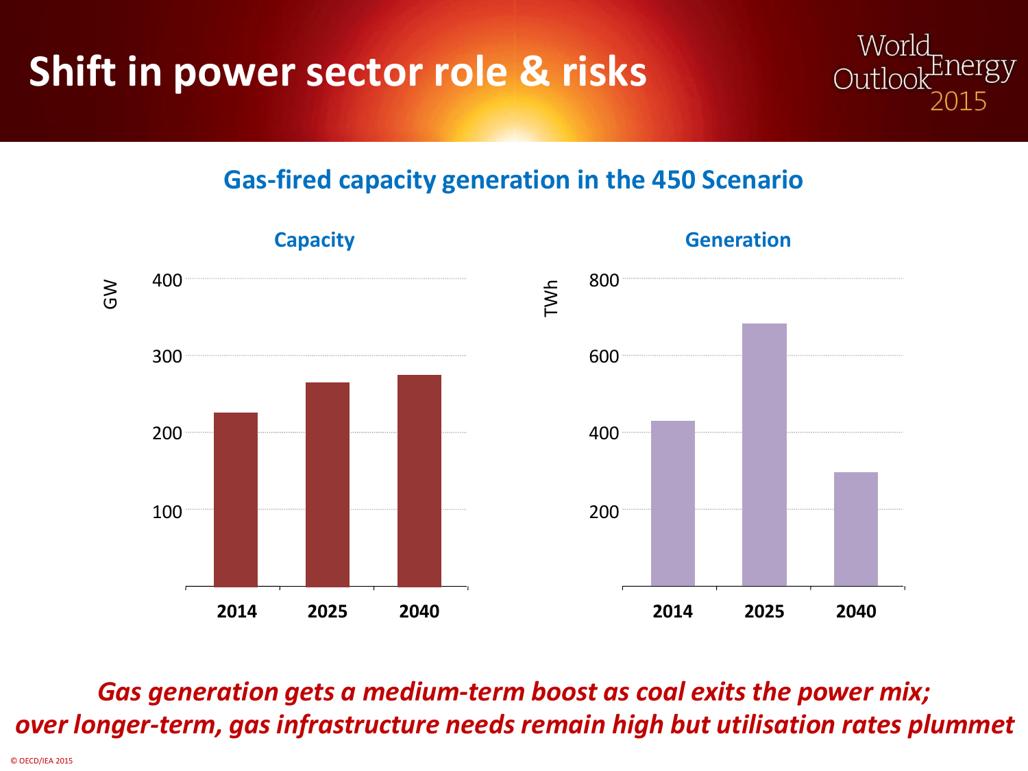# Shift in power sector role & risks

World Energy Outlook 2015

## Gas-fired capacity generation in the 450 Scenario

**Capacity**

GW

400

300

200

100

2014 2025 2040

**Generation**

TWh

800

600

400

200

2014 2025 2040

***Gas generation gets a medium-term boost as coal exits the power mix; over longer-term, gas infrastructure needs remain high but utilisation rates plummet***

© OECD/IEA 2015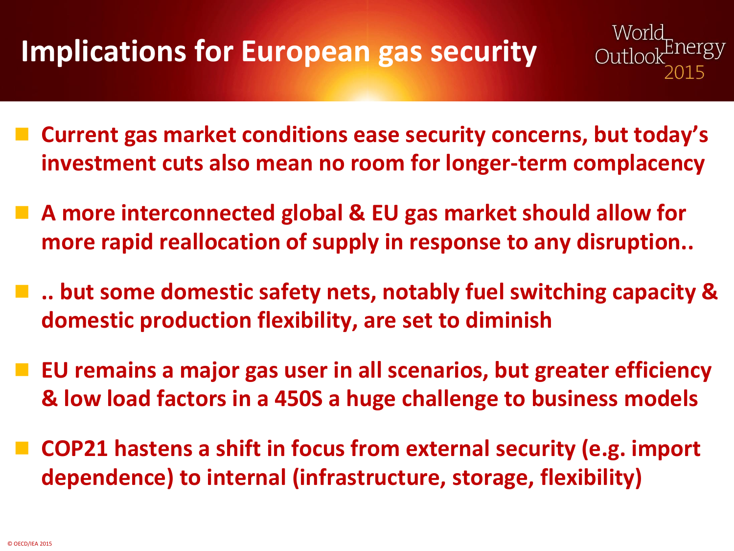# Implications for European gas security

- **Current gas market conditions ease security concerns, but today's investment cuts also mean no room for longer-term complacency**
- **A more interconnected global & EU gas market should allow for more rapid reallocation of supply in response to any disruption..**
- **.. but some domestic safety nets, notably fuel switching capacity & domestic production flexibility, are set to diminish**
- **EU remains a major gas user in all scenarios, but greater efficiency & low load factors in a 450S a huge challenge to business models**
- **COP21 hastens a shift in focus from external security (e.g. import dependence) to internal (infrastructure, storage, flexibility)**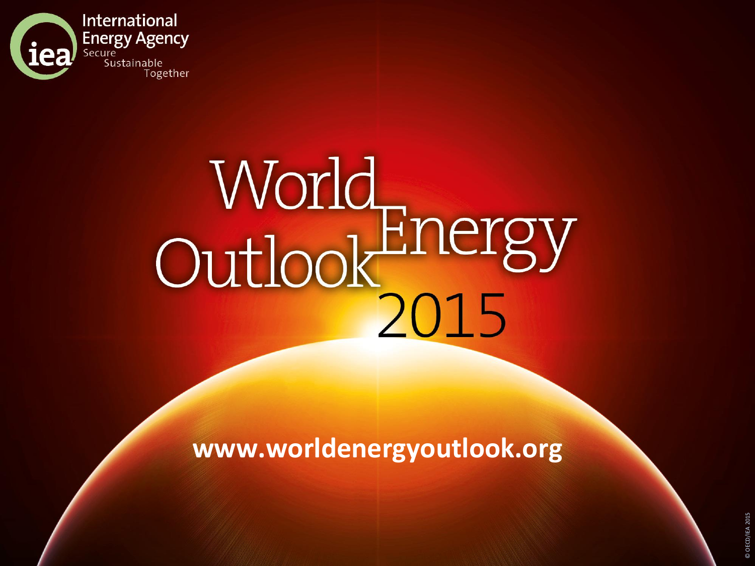International Energy Agency

Secure Sustainable Together

# World Energy Outlook 2015

**www.worldenergyoutlook.org**

© OECD/IEA 2015